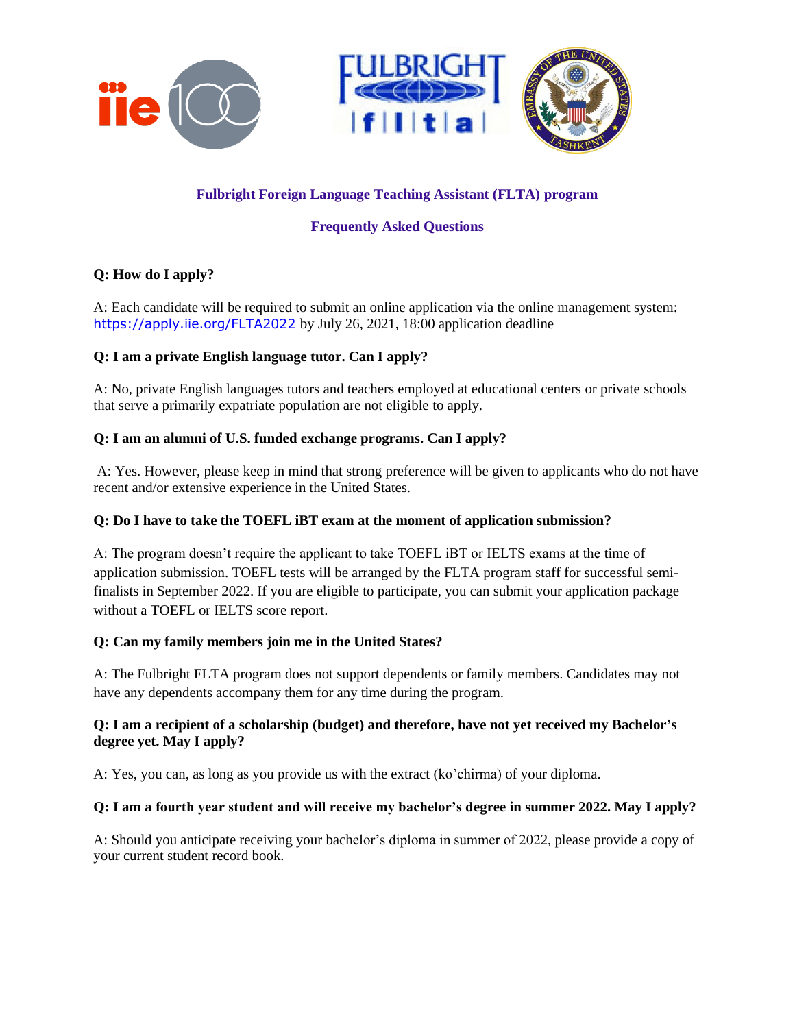# Fulbright Foreign Language Teaching Assistant (FLTA) program

## Frequently Asked Questions

**Q: How do I apply?**

A: Each candidate will be required to submit an online application via the online management system: https://apply.iie.org/FLTA2022 by July 26, 2021, 18:00 application deadline

**Q: I am a private English language tutor. Can I apply?**

A: No, private English languages tutors and teachers employed at educational centers or private schools that serve a primarily expatriate population are not eligible to apply.

**Q: I am an alumni of U.S. funded exchange programs. Can I apply?**

A: Yes. However, please keep in mind that strong preference will be given to applicants who do not have recent and/or extensive experience in the United States.

**Q: Do I have to take the TOEFL iBT exam at the moment of application submission?**

A: The program doesn't require the applicant to take TOEFL iBT or IELTS exams at the time of application submission. TOEFL tests will be arranged by the FLTA program staff for successful semi-finalists in September 2022. If you are eligible to participate, you can submit your application package without a TOEFL or IELTS score report.

**Q: Can my family members join me in the United States?**

A: The Fulbright FLTA program does not support dependents or family members. Candidates may not have any dependents accompany them for any time during the program.

**Q: I am a recipient of a scholarship (budget) and therefore, have not yet received my Bachelor's degree yet. May I apply?**

A: Yes, you can, as long as you provide us with the extract (ko'chirma) of your diploma.

**Q: I am a fourth year student and will receive my bachelor's degree in summer 2022. May I apply?**

A: Should you anticipate receiving your bachelor's diploma in summer of 2022, please provide a copy of your current student record book.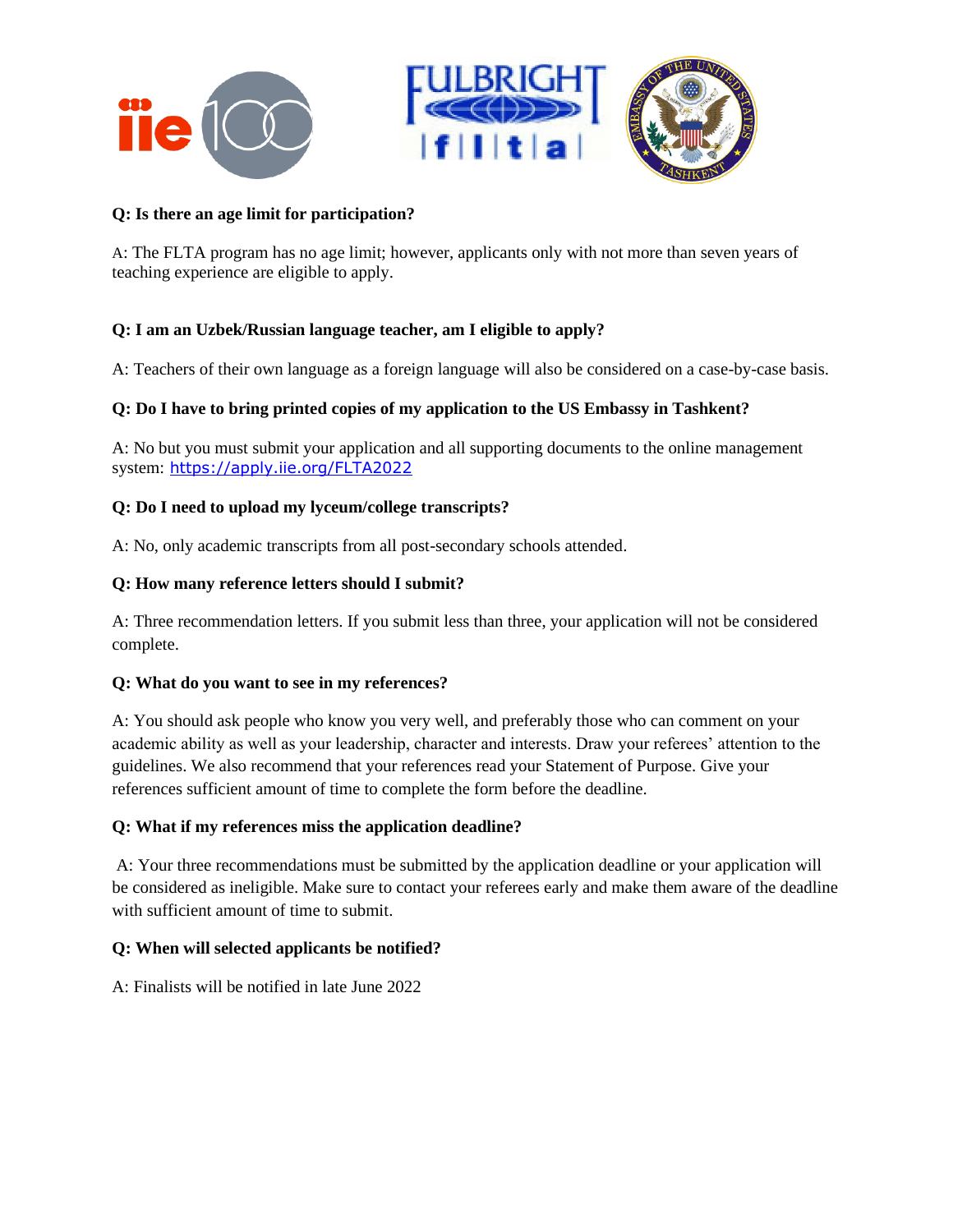**Q: Is there an age limit for participation?**

A: The FLTA program has no age limit; however, applicants only with not more than seven years of teaching experience are eligible to apply.

**Q: I am an Uzbek/Russian language teacher, am I eligible to apply?**

A: Teachers of their own language as a foreign language will also be considered on a case-by-case basis.

**Q: Do I have to bring printed copies of my application to the US Embassy in Tashkent?**

A: No but you must submit your application and all supporting documents to the online management system: https://apply.iie.org/FLTA2022

**Q: Do I need to upload my lyceum/college transcripts?**

A: No, only academic transcripts from all post-secondary schools attended.

**Q: How many reference letters should I submit?**

A: Three recommendation letters. If you submit less than three, your application will not be considered complete.

**Q: What do you want to see in my references?**

A: You should ask people who know you very well, and preferably those who can comment on your academic ability as well as your leadership, character and interests. Draw your referees' attention to the guidelines. We also recommend that your references read your Statement of Purpose. Give your references sufficient amount of time to complete the form before the deadline.

**Q: What if my references miss the application deadline?**

A: Your three recommendations must be submitted by the application deadline or your application will be considered as ineligible. Make sure to contact your referees early and make them aware of the deadline with sufficient amount of time to submit.

**Q: When will selected applicants be notified?**

A: Finalists will be notified in late June 2022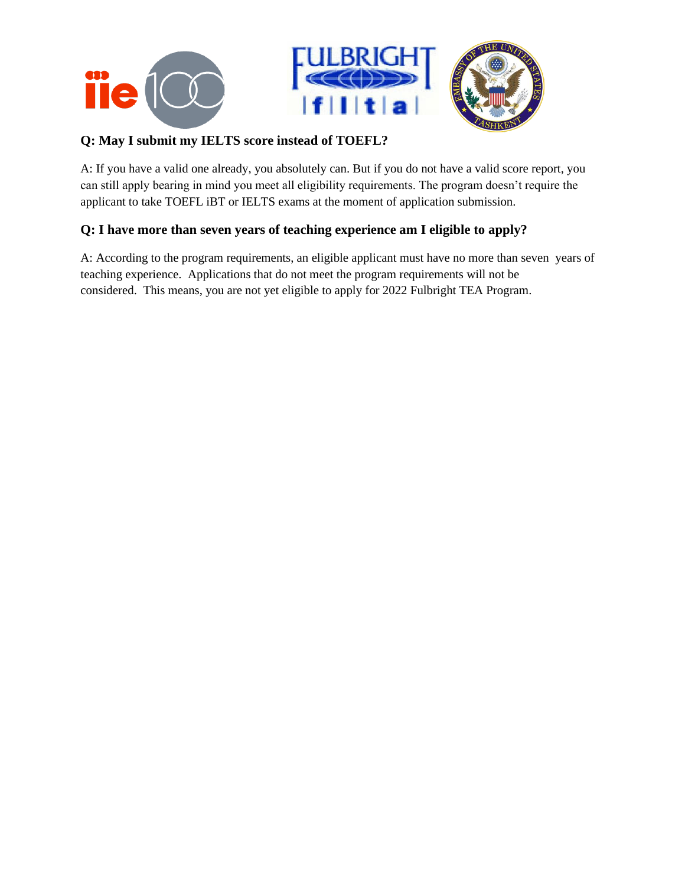**Q: May I submit my IELTS score instead of TOEFL?**

A: If you have a valid one already, you absolutely can. But if you do not have a valid score report, you can still apply bearing in mind you meet all eligibility requirements. The program doesn't require the applicant to take TOEFL iBT or IELTS exams at the moment of application submission.

**Q: I have more than seven years of teaching experience am I eligible to apply?**

A: According to the program requirements, an eligible applicant must have no more than seven years of teaching experience. Applications that do not meet the program requirements will not be considered. This means, you are not yet eligible to apply for 2022 Fulbright TEA Program.